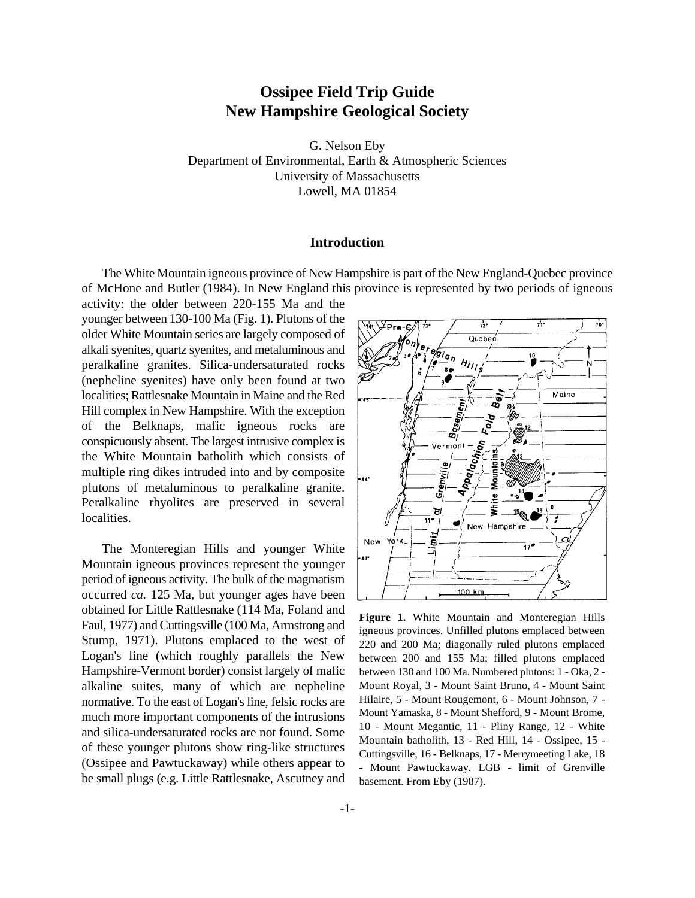# Ossipee Field Trip Guide
# New Hampshire Geological Society

G. Nelson Eby
Department of Environmental, Earth & Atmospheric Sciences
University of Massachusetts
Lowell, MA 01854

## Introduction

The White Mountain igneous province of New Hampshire is part of the New England-Quebec province of McHone and Butler (1984). In New England this province is represented by two periods of igneous activity: the older between 220-155 Ma and the younger between 130-100 Ma (Fig. 1). Plutons of the older White Mountain series are largely composed of alkali syenites, quartz syenites, and metaluminous and peralkaline granites. Silica-undersaturated rocks (nepheline syenites) have only been found at two localities; Rattlesnake Mountain in Maine and the Red Hill complex in New Hampshire. With the exception of the Belknaps, mafic igneous rocks are conspicuously absent. The largest intrusive complex is the White Mountain batholith which consists of multiple ring dikes intruded into and by composite plutons of metaluminous to peralkaline granite. Peralkaline rhyolites are preserved in several localities.

The Monteregian Hills and younger White Mountain igneous provinces represent the younger period of igneous activity. The bulk of the magmatism occurred *ca.* 125 Ma, but younger ages have been obtained for Little Rattlesnake (114 Ma, Foland and Faul, 1977) and Cuttingsville (100 Ma, Armstrong and Stump, 1971). Plutons emplaced to the west of Logan's line (which roughly parallels the New Hampshire-Vermont border) consist largely of mafic alkaline suites, many of which are nepheline normative. To the east of Logan's line, felsic rocks are much more important components of the intrusions and silica-undersaturated rocks are not found. Some of these younger plutons show ring-like structures (Ossipee and Pawtuckaway) while others appear to be small plugs (e.g. Little Rattlesnake, Ascutney and

**Figure 1.** White Mountain and Monteregian Hills igneous provinces. Unfilled plutons emplaced between 220 and 200 Ma; diagonally ruled plutons emplaced between 200 and 155 Ma; filled plutons emplaced between 130 and 100 Ma. Numbered plutons: 1 - Oka, 2 - Mount Royal, 3 - Mount Saint Bruno, 4 - Mount Saint Hilaire, 5 - Mount Rougemont, 6 - Mount Johnson, 7 - Mount Yamaska, 8 - Mount Shefford, 9 - Mount Brome, 10 - Mount Megantic, 11 - Pliny Range, 12 - White Mountain batholith, 13 - Red Hill, 14 - Ossipee, 15 - Cuttingsville, 16 - Belknaps, 17 - Merrymeeting Lake, 18 - Mount Pawtuckaway. LGB - limit of Grenville basement. From Eby (1987).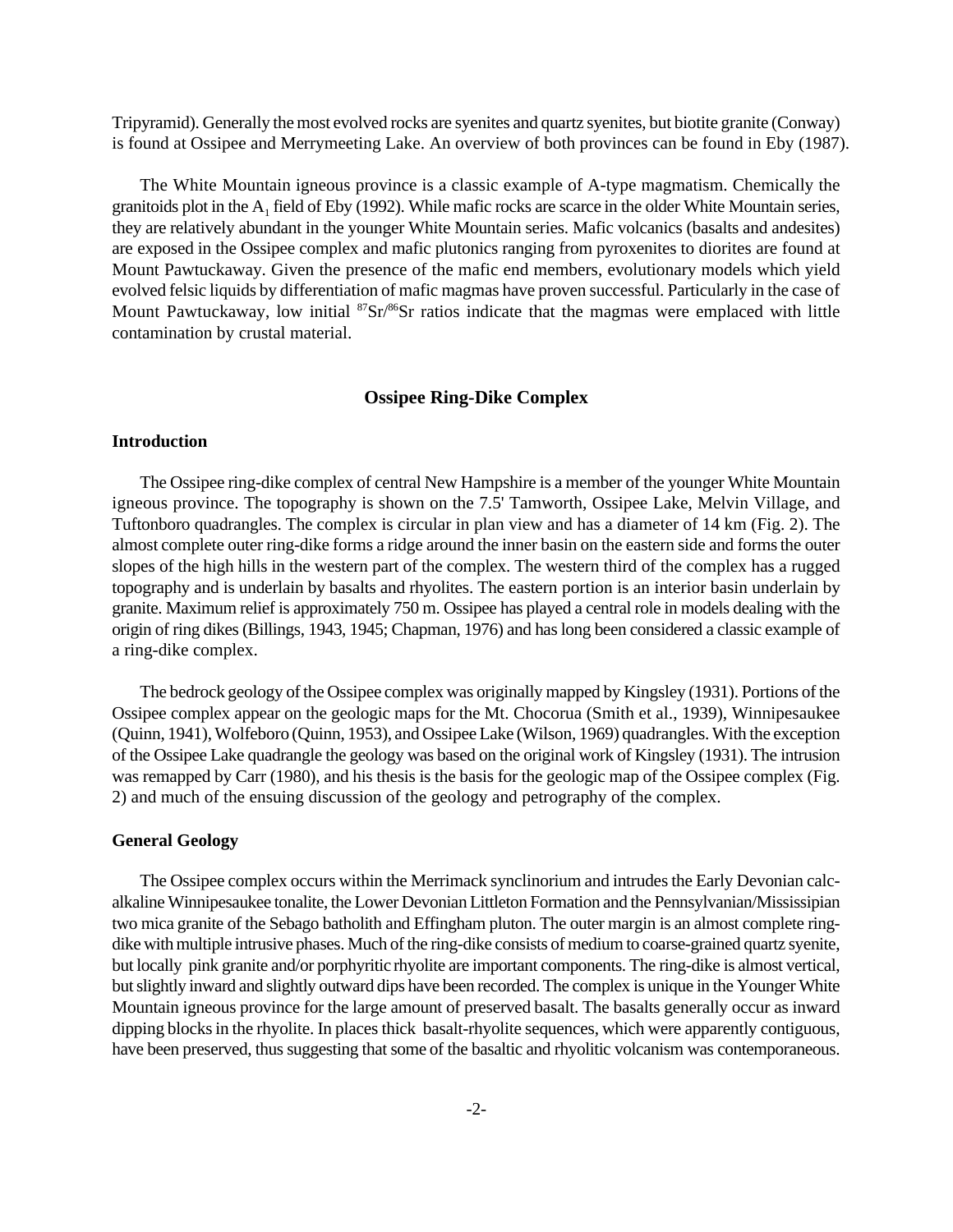Tripyramid). Generally the most evolved rocks are syenites and quartz syenites, but biotite granite (Conway) is found at Ossipee and Merrymeeting Lake. An overview of both provinces can be found in Eby (1987).

The White Mountain igneous province is a classic example of A-type magmatism. Chemically the granitoids plot in the $A_1$ field of Eby (1992). While mafic rocks are scarce in the older White Mountain series, they are relatively abundant in the younger White Mountain series. Mafic volcanics (basalts and andesites) are exposed in the Ossipee complex and mafic plutonics ranging from pyroxenites to diorites are found at Mount Pawtuckaway. Given the presence of the mafic end members, evolutionary models which yield evolved felsic liquids by differentiation of mafic magmas have proven successful. Particularly in the case of Mount Pawtuckaway, low initial $^{87}Sr/^{86}Sr$ ratios indicate that the magmas were emplaced with little contamination by crustal material.

## Ossipee Ring-Dike Complex

### Introduction

The Ossipee ring-dike complex of central New Hampshire is a member of the younger White Mountain igneous province. The topography is shown on the 7.5' Tamworth, Ossipee Lake, Melvin Village, and Tuftonboro quadrangles. The complex is circular in plan view and has a diameter of 14 km (Fig. 2). The almost complete outer ring-dike forms a ridge around the inner basin on the eastern side and forms the outer slopes of the high hills in the western part of the complex. The western third of the complex has a rugged topography and is underlain by basalts and rhyolites. The eastern portion is an interior basin underlain by granite. Maximum relief is approximately 750 m. Ossipee has played a central role in models dealing with the origin of ring dikes (Billings, 1943, 1945; Chapman, 1976) and has long been considered a classic example of a ring-dike complex.

The bedrock geology of the Ossipee complex was originally mapped by Kingsley (1931). Portions of the Ossipee complex appear on the geologic maps for the Mt. Chocorua (Smith et al., 1939), Winnipesaukee (Quinn, 1941), Wolfeboro (Quinn, 1953), and Ossipee Lake (Wilson, 1969) quadrangles. With the exception of the Ossipee Lake quadrangle the geology was based on the original work of Kingsley (1931). The intrusion was remapped by Carr (1980), and his thesis is the basis for the geologic map of the Ossipee complex (Fig. 2) and much of the ensuing discussion of the geology and petrography of the complex.

### General Geology

The Ossipee complex occurs within the Merrimack synclinorium and intrudes the Early Devonian calc-alkaline Winnipesaukee tonalite, the Lower Devonian Littleton Formation and the Pennsylvanian/Mississipian two mica granite of the Sebago batholith and Effingham pluton. The outer margin is an almost complete ring-dike with multiple intrusive phases. Much of the ring-dike consists of medium to coarse-grained quartz syenite, but locally pink granite and/or porphyritic rhyolite are important components. The ring-dike is almost vertical, but slightly inward and slightly outward dips have been recorded. The complex is unique in the Younger White Mountain igneous province for the large amount of preserved basalt. The basalts generally occur as inward dipping blocks in the rhyolite. In places thick basalt-rhyolite sequences, which were apparently contiguous, have been preserved, thus suggesting that some of the basaltic and rhyolitic volcanism was contemporaneous.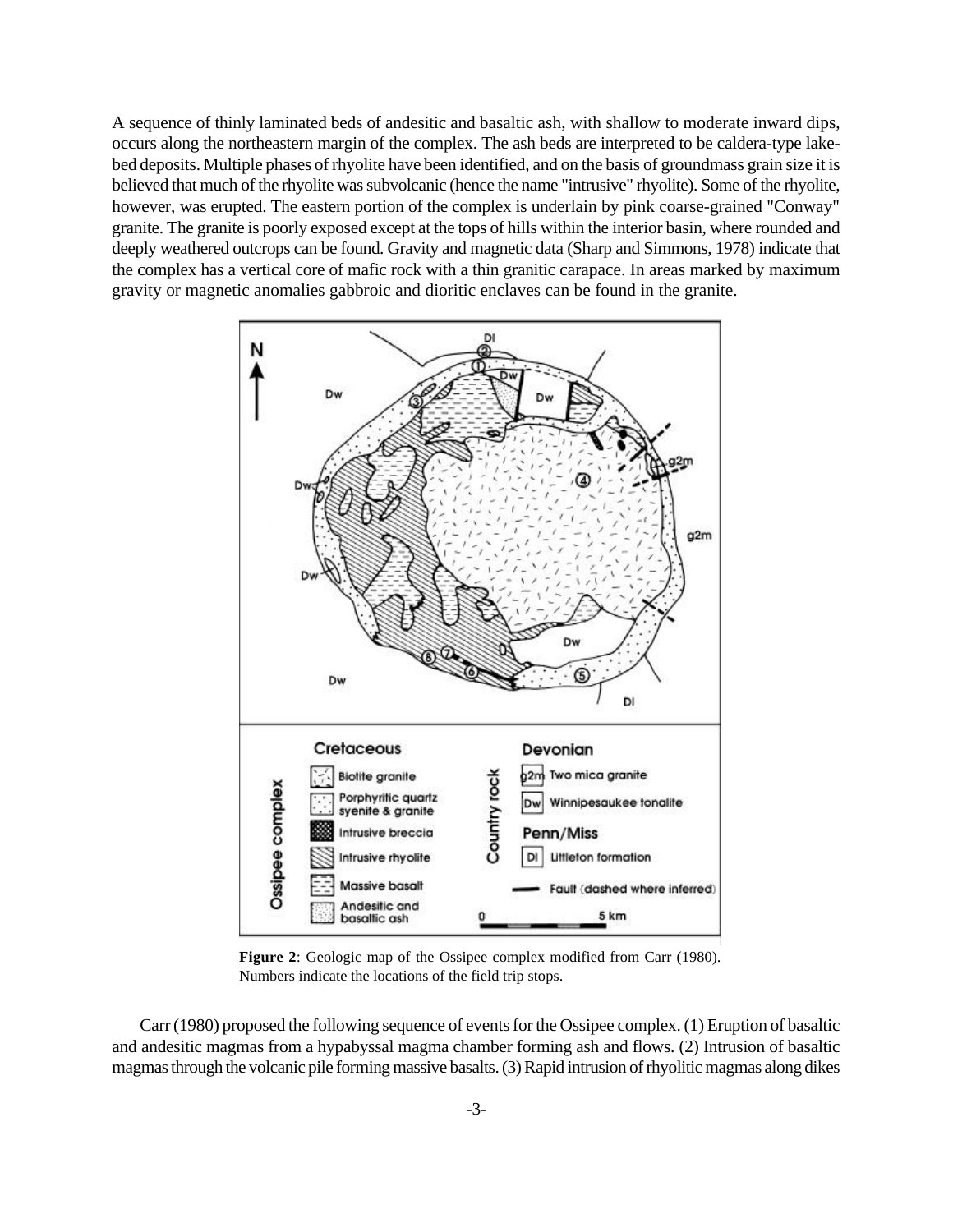A sequence of thinly laminated beds of andesitic and basaltic ash, with shallow to moderate inward dips, occurs along the northeastern margin of the complex. The ash beds are interpreted to be caldera-type lake-bed deposits. Multiple phases of rhyolite have been identified, and on the basis of groundmass grain size it is believed that much of the rhyolite was subvolcanic (hence the name "intrusive" rhyolite). Some of the rhyolite, however, was erupted. The eastern portion of the complex is underlain by pink coarse-grained "Conway" granite. The granite is poorly exposed except at the tops of hills within the interior basin, where rounded and deeply weathered outcrops can be found. Gravity and magnetic data (Sharp and Simmons, 1978) indicate that the complex has a vertical core of mafic rock with a thin granitic carapace. In areas marked by maximum gravity or magnetic anomalies gabbroic and dioritic enclaves can be found in the granite.

**Figure 2**: Geologic map of the Ossipee complex modified from Carr (1980). Numbers indicate the locations of the field trip stops.

Carr (1980) proposed the following sequence of events for the Ossipee complex. (1) Eruption of basaltic and andesitic magmas from a hypabyssal magma chamber forming ash and flows. (2) Intrusion of basaltic magmas through the volcanic pile forming massive basalts. (3) Rapid intrusion of rhyolitic magmas along dikes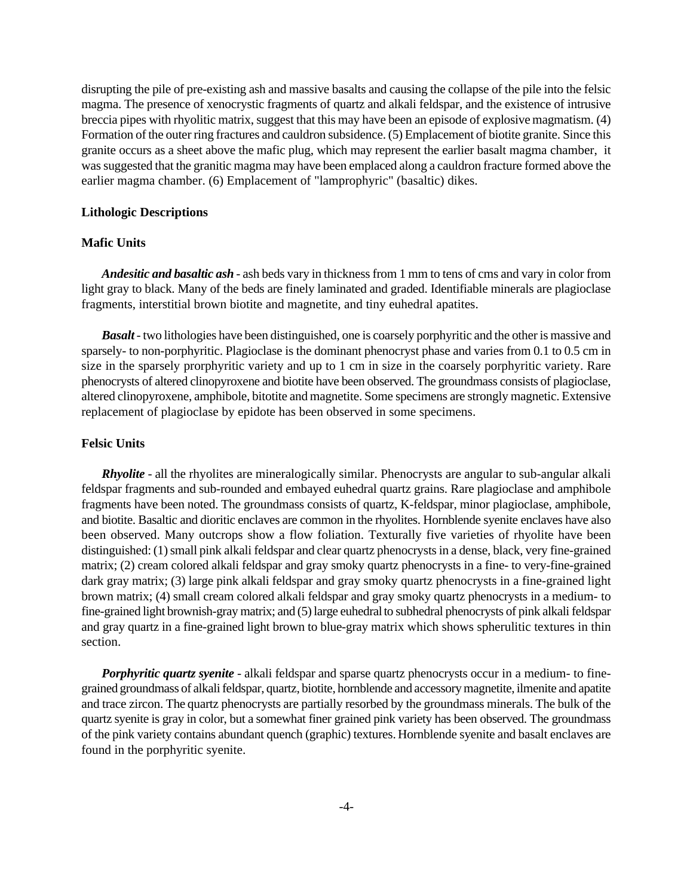disrupting the pile of pre-existing ash and massive basalts and causing the collapse of the pile into the felsic magma. The presence of xenocrystic fragments of quartz and alkali feldspar, and the existence of intrusive breccia pipes with rhyolitic matrix, suggest that this may have been an episode of explosive magmatism. (4) Formation of the outer ring fractures and cauldron subsidence. (5) Emplacement of biotite granite. Since this granite occurs as a sheet above the mafic plug, which may represent the earlier basalt magma chamber, it was suggested that the granitic magma may have been emplaced along a cauldron fracture formed above the earlier magma chamber. (6) Emplacement of "lamprophyric" (basaltic) dikes.

## Lithologic Descriptions

### Mafic Units

***Andesitic and basaltic ash*** - ash beds vary in thickness from 1 mm to tens of cms and vary in color from light gray to black. Many of the beds are finely laminated and graded. Identifiable minerals are plagioclase fragments, interstitial brown biotite and magnetite, and tiny euhedral apatites.

***Basalt*** - two lithologies have been distinguished, one is coarsely porphyritic and the other is massive and sparsely- to non-porphyritic. Plagioclase is the dominant phenocryst phase and varies from 0.1 to 0.5 cm in size in the sparsely prorphyritic variety and up to 1 cm in size in the coarsely porphyritic variety. Rare phenocrysts of altered clinopyroxene and biotite have been observed. The groundmass consists of plagioclase, altered clinopyroxene, amphibole, bitotite and magnetite. Some specimens are strongly magnetic. Extensive replacement of plagioclase by epidote has been observed in some specimens.

### Felsic Units

***Rhyolite*** - all the rhyolites are mineralogically similar. Phenocrysts are angular to sub-angular alkali feldspar fragments and sub-rounded and embayed euhedral quartz grains. Rare plagioclase and amphibole fragments have been noted. The groundmass consists of quartz, K-feldspar, minor plagioclase, amphibole, and biotite. Basaltic and dioritic enclaves are common in the rhyolites. Hornblende syenite enclaves have also been observed. Many outcrops show a flow foliation. Texturally five varieties of rhyolite have been distinguished: (1) small pink alkali feldspar and clear quartz phenocrysts in a dense, black, very fine-grained matrix; (2) cream colored alkali feldspar and gray smoky quartz phenocrysts in a fine- to very-fine-grained dark gray matrix; (3) large pink alkali feldspar and gray smoky quartz phenocrysts in a fine-grained light brown matrix; (4) small cream colored alkali feldspar and gray smoky quartz phenocrysts in a medium- to fine-grained light brownish-gray matrix; and (5) large euhedral to subhedral phenocrysts of pink alkali feldspar and gray quartz in a fine-grained light brown to blue-gray matrix which shows spherulitic textures in thin section.

***Porphyritic quartz syenite*** - alkali feldspar and sparse quartz phenocrysts occur in a medium- to fine-grained groundmass of alkali feldspar, quartz, biotite, hornblende and accessory magnetite, ilmenite and apatite and trace zircon. The quartz phenocrysts are partially resorbed by the groundmass minerals. The bulk of the quartz syenite is gray in color, but a somewhat finer grained pink variety has been observed. The groundmass of the pink variety contains abundant quench (graphic) textures. Hornblende syenite and basalt enclaves are found in the porphyritic syenite.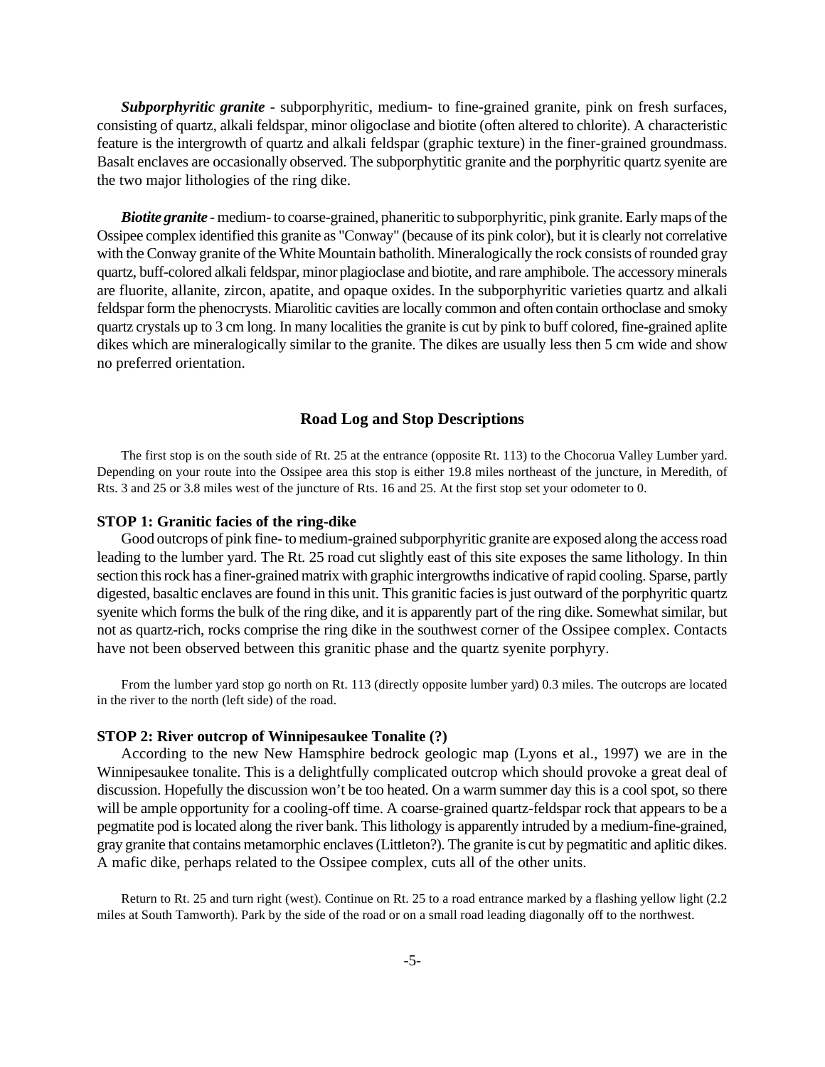*Subporphyritic granite* - subporphyritic, medium- to fine-grained granite, pink on fresh surfaces, consisting of quartz, alkali feldspar, minor oligoclase and biotite (often altered to chlorite). A characteristic feature is the intergrowth of quartz and alkali feldspar (graphic texture) in the finer-grained groundmass. Basalt enclaves are occasionally observed. The subporphytitic granite and the porphyritic quartz syenite are the two major lithologies of the ring dike.

*Biotite granite* - medium- to coarse-grained, phaneritic to subporphyritic, pink granite. Early maps of the Ossipee complex identified this granite as "Conway" (because of its pink color), but it is clearly not correlative with the Conway granite of the White Mountain batholith. Mineralogically the rock consists of rounded gray quartz, buff-colored alkali feldspar, minor plagioclase and biotite, and rare amphibole. The accessory minerals are fluorite, allanite, zircon, apatite, and opaque oxides. In the subporphyritic varieties quartz and alkali feldspar form the phenocrysts. Miarolitic cavities are locally common and often contain orthoclase and smoky quartz crystals up to 3 cm long. In many localities the granite is cut by pink to buff colored, fine-grained aplite dikes which are mineralogically similar to the granite. The dikes are usually less then 5 cm wide and show no preferred orientation.

## Road Log and Stop Descriptions

The first stop is on the south side of Rt. 25 at the entrance (opposite Rt. 113) to the Chocorua Valley Lumber yard. Depending on your route into the Ossipee area this stop is either 19.8 miles northeast of the juncture, in Meredith, of Rts. 3 and 25 or 3.8 miles west of the juncture of Rts. 16 and 25. At the first stop set your odometer to 0.

### STOP 1: Granitic facies of the ring-dike

Good outcrops of pink fine- to medium-grained subporphyritic granite are exposed along the access road leading to the lumber yard. The Rt. 25 road cut slightly east of this site exposes the same lithology. In thin section this rock has a finer-grained matrix with graphic intergrowths indicative of rapid cooling. Sparse, partly digested, basaltic enclaves are found in this unit. This granitic facies is just outward of the porphyritic quartz syenite which forms the bulk of the ring dike, and it is apparently part of the ring dike. Somewhat similar, but not as quartz-rich, rocks comprise the ring dike in the southwest corner of the Ossipee complex. Contacts have not been observed between this granitic phase and the quartz syenite porphyry.

From the lumber yard stop go north on Rt. 113 (directly opposite lumber yard) 0.3 miles. The outcrops are located in the river to the north (left side) of the road.

### STOP 2: River outcrop of Winnipesaukee Tonalite (?)

According to the new New Hamsphire bedrock geologic map (Lyons et al., 1997) we are in the Winnipesaukee tonalite. This is a delightfully complicated outcrop which should provoke a great deal of discussion. Hopefully the discussion won't be too heated. On a warm summer day this is a cool spot, so there will be ample opportunity for a cooling-off time. A coarse-grained quartz-feldspar rock that appears to be a pegmatite pod is located along the river bank. This lithology is apparently intruded by a medium-fine-grained, gray granite that contains metamorphic enclaves (Littleton?). The granite is cut by pegmatitic and aplitic dikes. A mafic dike, perhaps related to the Ossipee complex, cuts all of the other units.

Return to Rt. 25 and turn right (west). Continue on Rt. 25 to a road entrance marked by a flashing yellow light (2.2 miles at South Tamworth). Park by the side of the road or on a small road leading diagonally off to the northwest.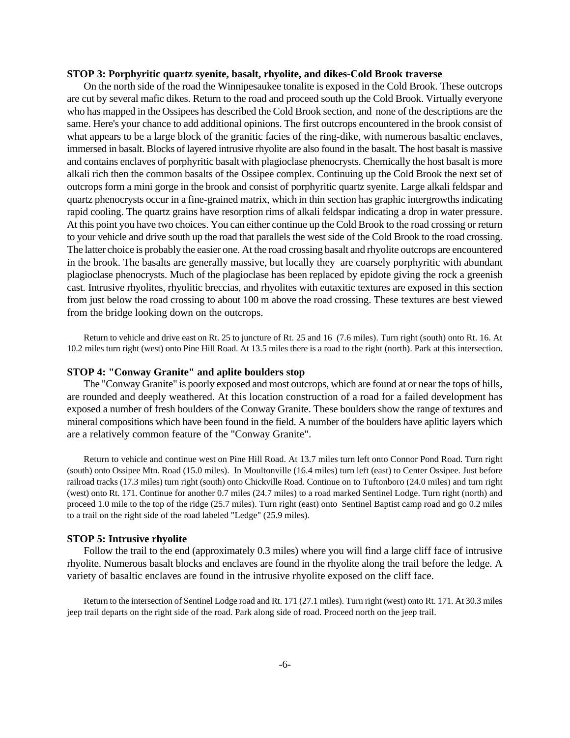### STOP 3: Porphyritic quartz syenite, basalt, rhyolite, and dikes-Cold Brook traverse

On the north side of the road the Winnipesaukee tonalite is exposed in the Cold Brook. These outcrops are cut by several mafic dikes. Return to the road and proceed south up the Cold Brook. Virtually everyone who has mapped in the Ossipees has described the Cold Brook section, and none of the descriptions are the same. Here's your chance to add additional opinions. The first outcrops encountered in the brook consist of what appears to be a large block of the granitic facies of the ring-dike, with numerous basaltic enclaves, immersed in basalt. Blocks of layered intrusive rhyolite are also found in the basalt. The host basalt is massive and contains enclaves of porphyritic basalt with plagioclase phenocrysts. Chemically the host basalt is more alkali rich then the common basalts of the Ossipee complex. Continuing up the Cold Brook the next set of outcrops form a mini gorge in the brook and consist of porphyritic quartz syenite. Large alkali feldspar and quartz phenocrysts occur in a fine-grained matrix, which in thin section has graphic intergrowths indicating rapid cooling. The quartz grains have resorption rims of alkali feldspar indicating a drop in water pressure. At this point you have two choices. You can either continue up the Cold Brook to the road crossing or return to your vehicle and drive south up the road that parallels the west side of the Cold Brook to the road crossing. The latter choice is probably the easier one. At the road crossing basalt and rhyolite outcrops are encountered in the brook. The basalts are generally massive, but locally they are coarsely porphyritic with abundant plagioclase phenocrysts. Much of the plagioclase has been replaced by epidote giving the rock a greenish cast. Intrusive rhyolites, rhyolitic breccias, and rhyolites with eutaxitic textures are exposed in this section from just below the road crossing to about 100 m above the road crossing. These textures are best viewed from the bridge looking down on the outcrops.

Return to vehicle and drive east on Rt. 25 to juncture of Rt. 25 and 16 (7.6 miles). Turn right (south) onto Rt. 16. At 10.2 miles turn right (west) onto Pine Hill Road. At 13.5 miles there is a road to the right (north). Park at this intersection.

### STOP 4: "Conway Granite" and aplite boulders stop

The "Conway Granite" is poorly exposed and most outcrops, which are found at or near the tops of hills, are rounded and deeply weathered. At this location construction of a road for a failed development has exposed a number of fresh boulders of the Conway Granite. These boulders show the range of textures and mineral compositions which have been found in the field. A number of the boulders have aplitic layers which are a relatively common feature of the "Conway Granite".

Return to vehicle and continue west on Pine Hill Road. At 13.7 miles turn left onto Connor Pond Road. Turn right (south) onto Ossipee Mtn. Road (15.0 miles). In Moultonville (16.4 miles) turn left (east) to Center Ossipee. Just before railroad tracks (17.3 miles) turn right (south) onto Chickville Road. Continue on to Tuftonboro (24.0 miles) and turn right (west) onto Rt. 171. Continue for another 0.7 miles (24.7 miles) to a road marked Sentinel Lodge. Turn right (north) and proceed 1.0 mile to the top of the ridge (25.7 miles). Turn right (east) onto Sentinel Baptist camp road and go 0.2 miles to a trail on the right side of the road labeled "Ledge" (25.9 miles).

### STOP 5: Intrusive rhyolite

Follow the trail to the end (approximately 0.3 miles) where you will find a large cliff face of intrusive rhyolite. Numerous basalt blocks and enclaves are found in the rhyolite along the trail before the ledge. A variety of basaltic enclaves are found in the intrusive rhyolite exposed on the cliff face.

Return to the intersection of Sentinel Lodge road and Rt. 171 (27.1 miles). Turn right (west) onto Rt. 171. At 30.3 miles jeep trail departs on the right side of the road. Park along side of road. Proceed north on the jeep trail.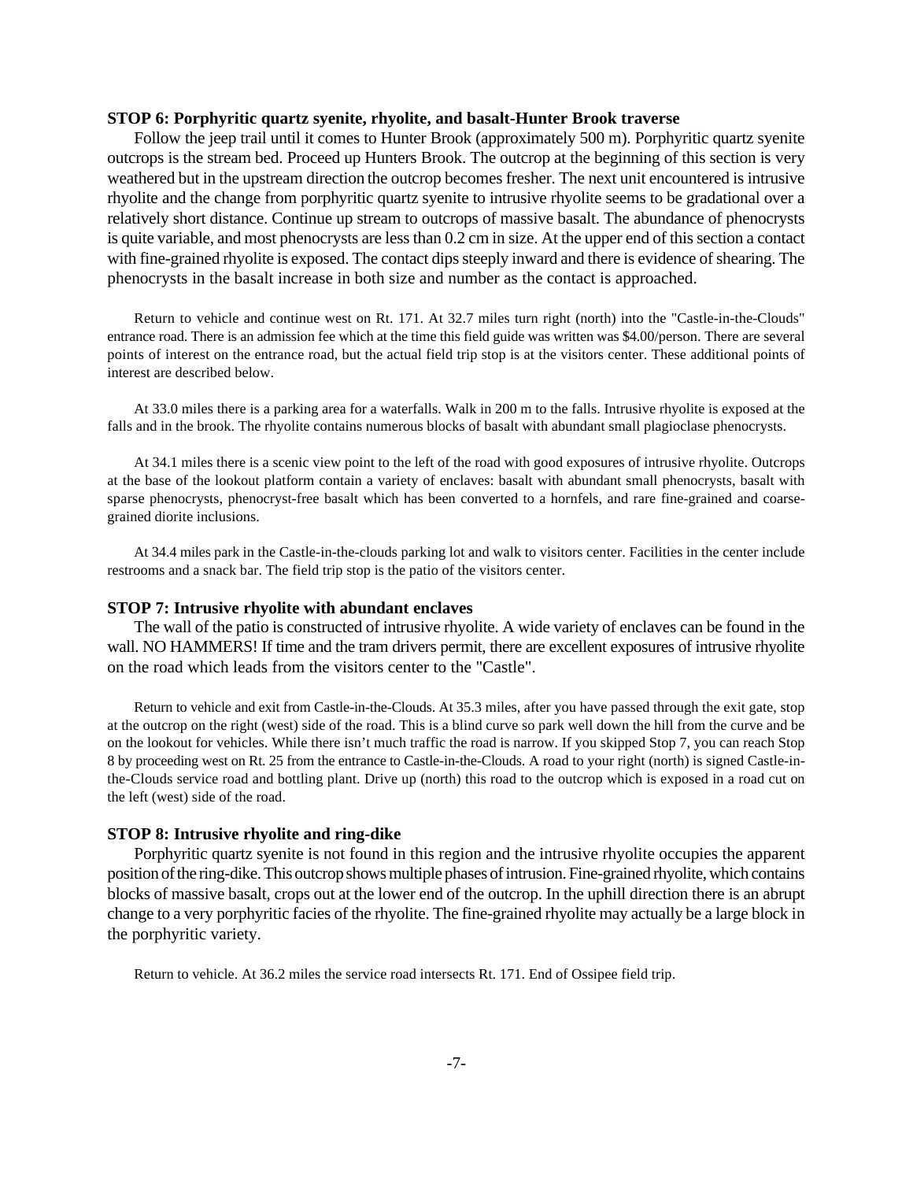### STOP 6: Porphyritic quartz syenite, rhyolite, and basalt-Hunter Brook traverse

Follow the jeep trail until it comes to Hunter Brook (approximately 500 m). Porphyritic quartz syenite outcrops is the stream bed. Proceed up Hunters Brook. The outcrop at the beginning of this section is very weathered but in the upstream direction the outcrop becomes fresher. The next unit encountered is intrusive rhyolite and the change from porphyritic quartz syenite to intrusive rhyolite seems to be gradational over a relatively short distance. Continue up stream to outcrops of massive basalt. The abundance of phenocrysts is quite variable, and most phenocrysts are less than 0.2 cm in size. At the upper end of this section a contact with fine-grained rhyolite is exposed. The contact dips steeply inward and there is evidence of shearing. The phenocrysts in the basalt increase in both size and number as the contact is approached.

Return to vehicle and continue west on Rt. 171. At 32.7 miles turn right (north) into the "Castle-in-the-Clouds" entrance road. There is an admission fee which at the time this field guide was written was $4.00/person. There are several points of interest on the entrance road, but the actual field trip stop is at the visitors center. These additional points of interest are described below.

At 33.0 miles there is a parking area for a waterfalls. Walk in 200 m to the falls. Intrusive rhyolite is exposed at the falls and in the brook. The rhyolite contains numerous blocks of basalt with abundant small plagioclase phenocrysts.

At 34.1 miles there is a scenic view point to the left of the road with good exposures of intrusive rhyolite. Outcrops at the base of the lookout platform contain a variety of enclaves: basalt with abundant small phenocrysts, basalt with sparse phenocrysts, phenocryst-free basalt which has been converted to a hornfels, and rare fine-grained and coarse-grained diorite inclusions.

At 34.4 miles park in the Castle-in-the-clouds parking lot and walk to visitors center. Facilities in the center include restrooms and a snack bar. The field trip stop is the patio of the visitors center.

### STOP 7: Intrusive rhyolite with abundant enclaves

The wall of the patio is constructed of intrusive rhyolite. A wide variety of enclaves can be found in the wall. NO HAMMERS! If time and the tram drivers permit, there are excellent exposures of intrusive rhyolite on the road which leads from the visitors center to the "Castle".

Return to vehicle and exit from Castle-in-the-Clouds. At 35.3 miles, after you have passed through the exit gate, stop at the outcrop on the right (west) side of the road. This is a blind curve so park well down the hill from the curve and be on the lookout for vehicles. While there isn't much traffic the road is narrow. If you skipped Stop 7, you can reach Stop 8 by proceeding west on Rt. 25 from the entrance to Castle-in-the-Clouds. A road to your right (north) is signed Castle-in-the-Clouds service road and bottling plant. Drive up (north) this road to the outcrop which is exposed in a road cut on the left (west) side of the road.

### STOP 8: Intrusive rhyolite and ring-dike

Porphyritic quartz syenite is not found in this region and the intrusive rhyolite occupies the apparent position of the ring-dike. This outcrop shows multiple phases of intrusion. Fine-grained rhyolite, which contains blocks of massive basalt, crops out at the lower end of the outcrop. In the uphill direction there is an abrupt change to a very porphyritic facies of the rhyolite. The fine-grained rhyolite may actually be a large block in the porphyritic variety.

Return to vehicle. At 36.2 miles the service road intersects Rt. 171. End of Ossipee field trip.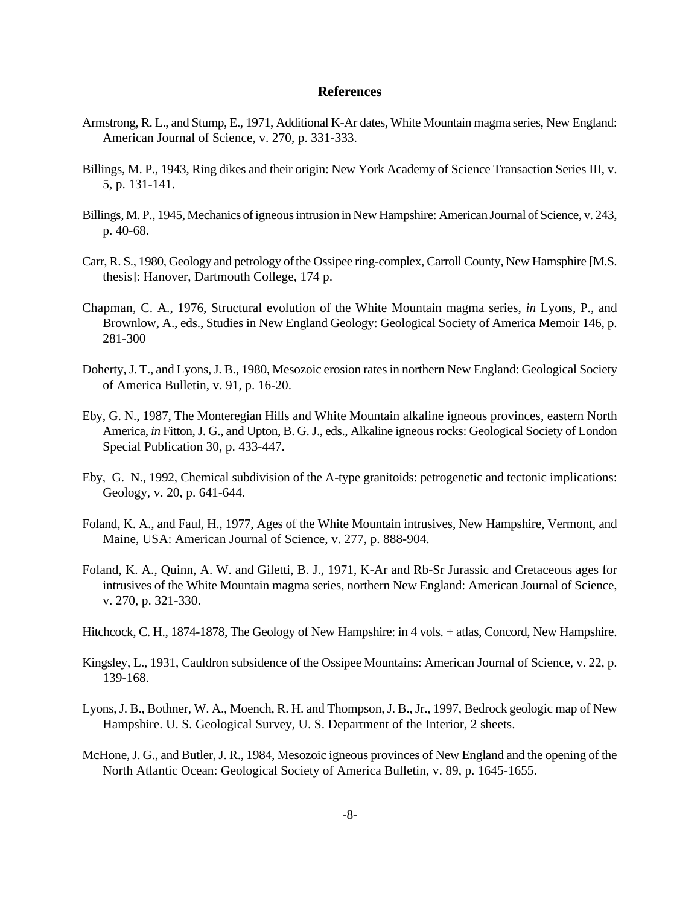## References

Armstrong, R. L., and Stump, E., 1971, Additional K-Ar dates, White Mountain magma series, New England: American Journal of Science, v. 270, p. 331-333.

Billings, M. P., 1943, Ring dikes and their origin: New York Academy of Science Transaction Series III, v. 5, p. 131-141.

Billings, M. P., 1945, Mechanics of igneous intrusion in New Hampshire: American Journal of Science, v. 243, p. 40-68.

Carr, R. S., 1980, Geology and petrology of the Ossipee ring-complex, Carroll County, New Hamsphire [M.S. thesis]: Hanover, Dartmouth College, 174 p.

Chapman, C. A., 1976, Structural evolution of the White Mountain magma series, *in* Lyons, P., and Brownlow, A., eds., Studies in New England Geology: Geological Society of America Memoir 146, p. 281-300

Doherty, J. T., and Lyons, J. B., 1980, Mesozoic erosion rates in northern New England: Geological Society of America Bulletin, v. 91, p. 16-20.

Eby, G. N., 1987, The Monteregian Hills and White Mountain alkaline igneous provinces, eastern North America, *in* Fitton, J. G., and Upton, B. G. J., eds., Alkaline igneous rocks: Geological Society of London Special Publication 30, p. 433-447.

Eby, G. N., 1992, Chemical subdivision of the A-type granitoids: petrogenetic and tectonic implications: Geology, v. 20, p. 641-644.

Foland, K. A., and Faul, H., 1977, Ages of the White Mountain intrusives, New Hampshire, Vermont, and Maine, USA: American Journal of Science, v. 277, p. 888-904.

Foland, K. A., Quinn, A. W. and Giletti, B. J., 1971, K-Ar and Rb-Sr Jurassic and Cretaceous ages for intrusives of the White Mountain magma series, northern New England: American Journal of Science, v. 270, p. 321-330.

Hitchcock, C. H., 1874-1878, The Geology of New Hampshire: in 4 vols. + atlas, Concord, New Hampshire.

Kingsley, L., 1931, Cauldron subsidence of the Ossipee Mountains: American Journal of Science, v. 22, p. 139-168.

Lyons, J. B., Bothner, W. A., Moench, R. H. and Thompson, J. B., Jr., 1997, Bedrock geologic map of New Hampshire. U. S. Geological Survey, U. S. Department of the Interior, 2 sheets.

McHone, J. G., and Butler, J. R., 1984, Mesozoic igneous provinces of New England and the opening of the North Atlantic Ocean: Geological Society of America Bulletin, v. 89, p. 1645-1655.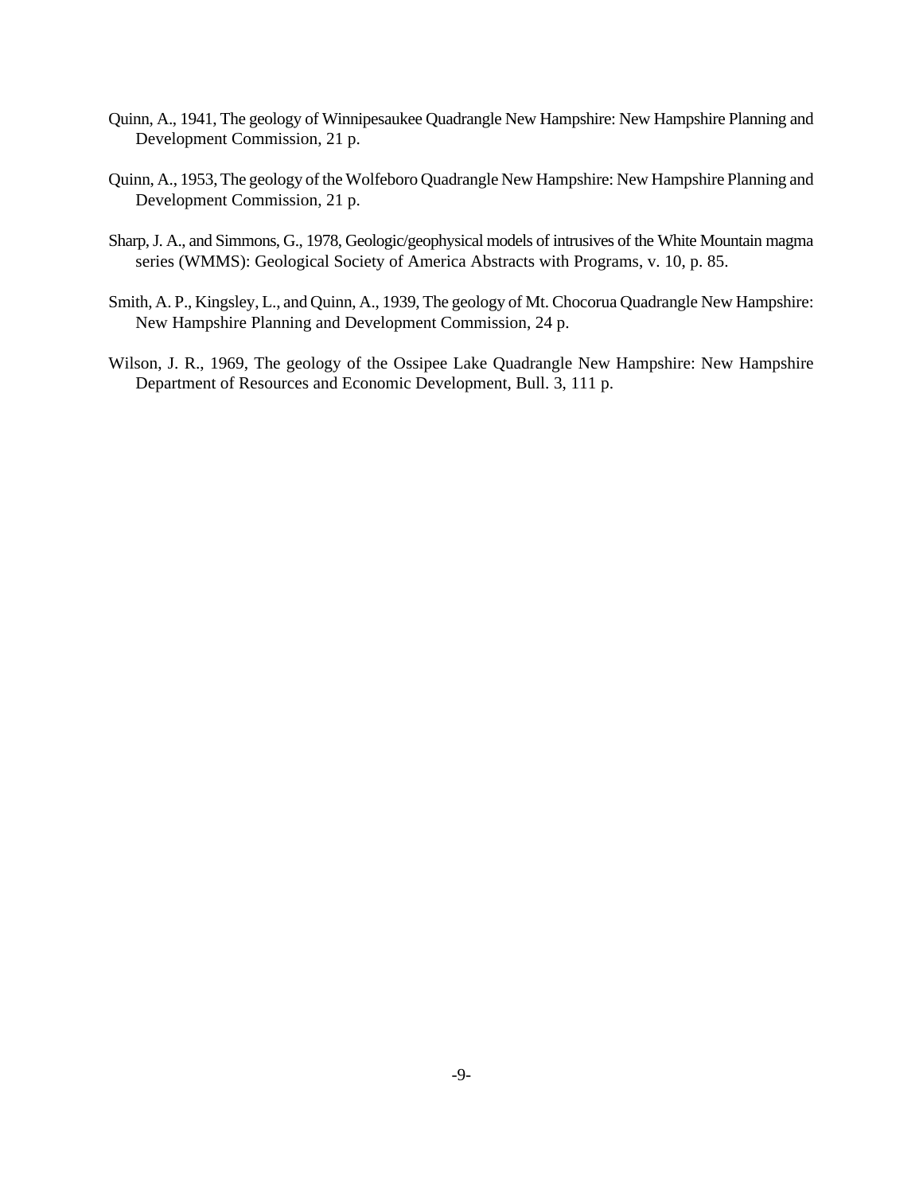Quinn, A., 1941, The geology of Winnipesaukee Quadrangle New Hampshire: New Hampshire Planning and Development Commission, 21 p.

Quinn, A., 1953, The geology of the Wolfeboro Quadrangle New Hampshire: New Hampshire Planning and Development Commission, 21 p.

Sharp, J. A., and Simmons, G., 1978, Geologic/geophysical models of intrusives of the White Mountain magma series (WMMS): Geological Society of America Abstracts with Programs, v. 10, p. 85.

Smith, A. P., Kingsley, L., and Quinn, A., 1939, The geology of Mt. Chocorua Quadrangle New Hampshire: New Hampshire Planning and Development Commission, 24 p.

Wilson, J. R., 1969, The geology of the Ossipee Lake Quadrangle New Hampshire: New Hampshire Department of Resources and Economic Development, Bull. 3, 111 p.